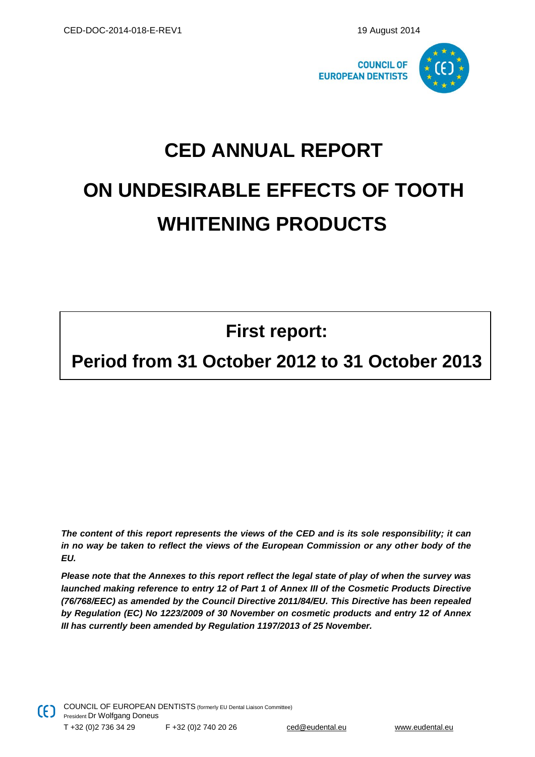CED-DOC-2014-018-E-REV1 19 August 2014

COUNCIL OF EUROPEAN DENTISTS

# CED ANNUAL REPORT ON UNDESIRABLE EFFECTS OF TOOTH WHITENING PRODUCTS

## First report:

## Period from 31 October 2012 to 31 October 2013

***The content of this report represents the views of the CED and is its sole responsibility; it can in no way be taken to reflect the views of the European Commission or any other body of the EU.***

***Please note that the Annexes to this report reflect the legal state of play of when the survey was launched making reference to entry 12 of Part 1 of Annex III of the Cosmetic Products Directive (76/768/EEC) as amended by the Council Directive 2011/84/EU. This Directive has been repealed by Regulation (EC) No 1223/2009 of 30 November on cosmetic products and entry 12 of Annex III has currently been amended by Regulation 1197/2013 of 25 November.***

COUNCIL OF EUROPEAN DENTISTS (formerly EU Dental Liaison Committee)
President Dr Wolfgang Doneus
T +32 (0)2 736 34 29 F +32 (0)2 740 20 26 ced@eudental.eu www.eudental.eu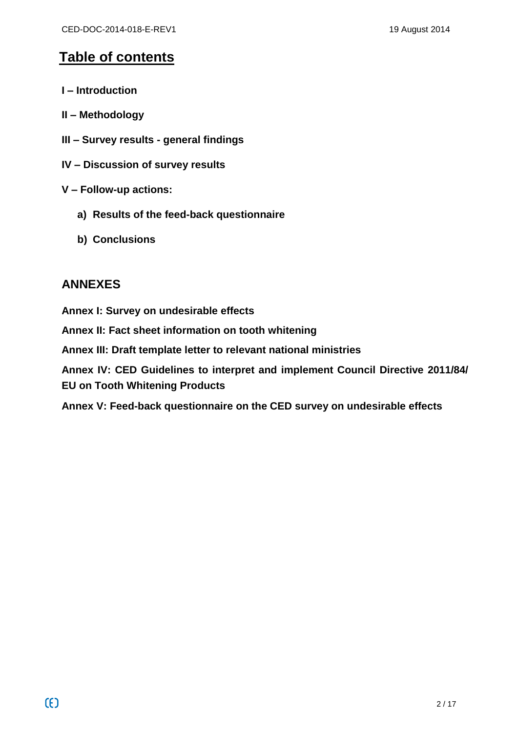# Table of contents

**I – Introduction**

**II – Methodology**

**III – Survey results - general findings**

**IV – Discussion of survey results**

**V – Follow-up actions:**

a) **Results of the feed-back questionnaire**

b) **Conclusions**

## ANNEXES

**Annex I: Survey on undesirable effects**

**Annex II: Fact sheet information on tooth whitening**

**Annex III: Draft template letter to relevant national ministries**

**Annex IV: CED Guidelines to interpret and implement Council Directive 2011/84/ EU on Tooth Whitening Products**

**Annex V: Feed-back questionnaire on the CED survey on undesirable effects**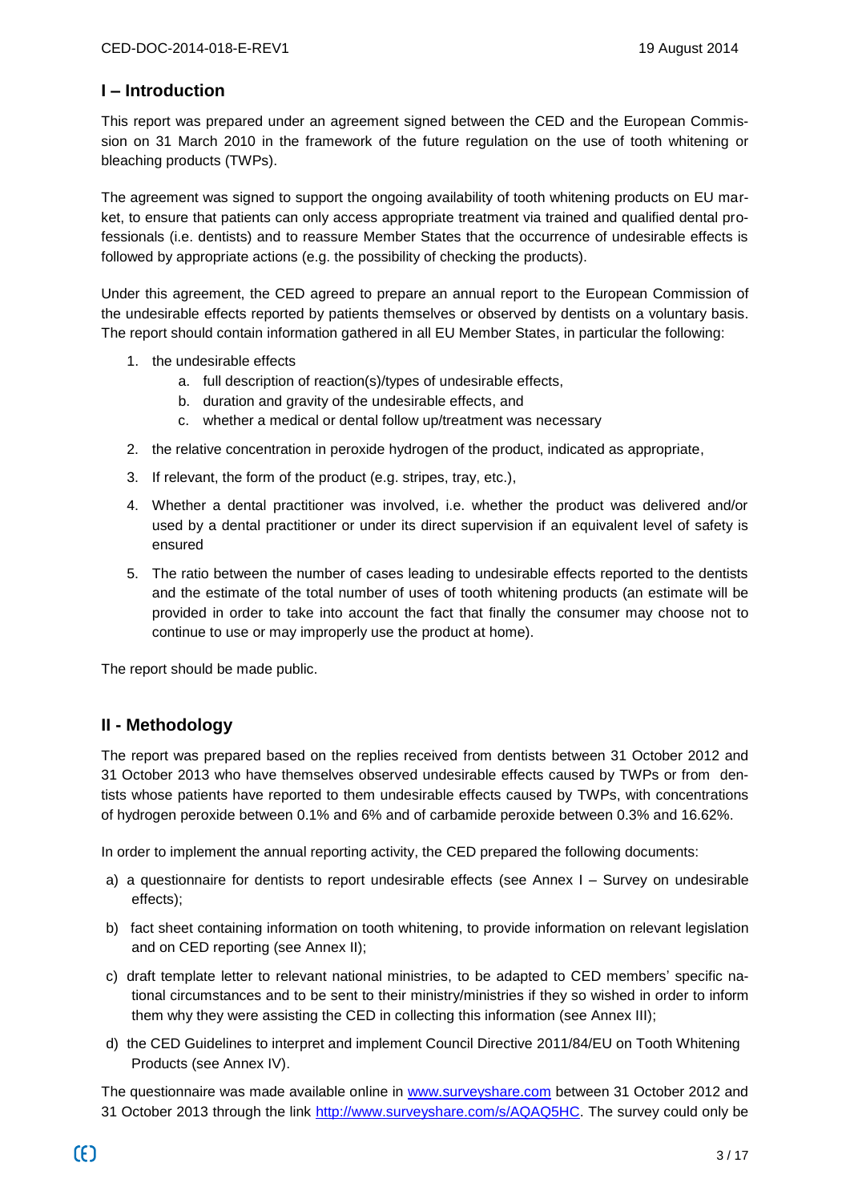## I – Introduction

This report was prepared under an agreement signed between the CED and the European Commission on 31 March 2010 in the framework of the future regulation on the use of tooth whitening or bleaching products (TWPs).

The agreement was signed to support the ongoing availability of tooth whitening products on EU market, to ensure that patients can only access appropriate treatment via trained and qualified dental professionals (i.e. dentists) and to reassure Member States that the occurrence of undesirable effects is followed by appropriate actions (e.g. the possibility of checking the products).

Under this agreement, the CED agreed to prepare an annual report to the European Commission of the undesirable effects reported by patients themselves or observed by dentists on a voluntary basis. The report should contain information gathered in all EU Member States, in particular the following:

1. the undesirable effects
    a. full description of reaction(s)/types of undesirable effects,
    b. duration and gravity of the undesirable effects, and
    c. whether a medical or dental follow up/treatment was necessary
2. the relative concentration in peroxide hydrogen of the product, indicated as appropriate,
3. If relevant, the form of the product (e.g. stripes, tray, etc.),
4. Whether a dental practitioner was involved, i.e. whether the product was delivered and/or used by a dental practitioner or under its direct supervision if an equivalent level of safety is ensured
5. The ratio between the number of cases leading to undesirable effects reported to the dentists and the estimate of the total number of uses of tooth whitening products (an estimate will be provided in order to take into account the fact that finally the consumer may choose not to continue to use or may improperly use the product at home).

The report should be made public.

## II - Methodology

The report was prepared based on the replies received from dentists between 31 October 2012 and 31 October 2013 who have themselves observed undesirable effects caused by TWPs or from dentists whose patients have reported to them undesirable effects caused by TWPs, with concentrations of hydrogen peroxide between 0.1% and 6% and of carbamide peroxide between 0.3% and 16.62%.

In order to implement the annual reporting activity, the CED prepared the following documents:

a) a questionnaire for dentists to report undesirable effects (see Annex I – Survey on undesirable effects);
b) fact sheet containing information on tooth whitening, to provide information on relevant legislation and on CED reporting (see Annex II);
c) draft template letter to relevant national ministries, to be adapted to CED members' specific national circumstances and to be sent to their ministry/ministries if they so wished in order to inform them why they were assisting the CED in collecting this information (see Annex III);
d) the CED Guidelines to interpret and implement Council Directive 2011/84/EU on Tooth Whitening Products (see Annex IV).

The questionnaire was made available online in www.surveyshare.com between 31 October 2012 and 31 October 2013 through the link http://www.surveyshare.com/s/AQAQ5HC. The survey could only be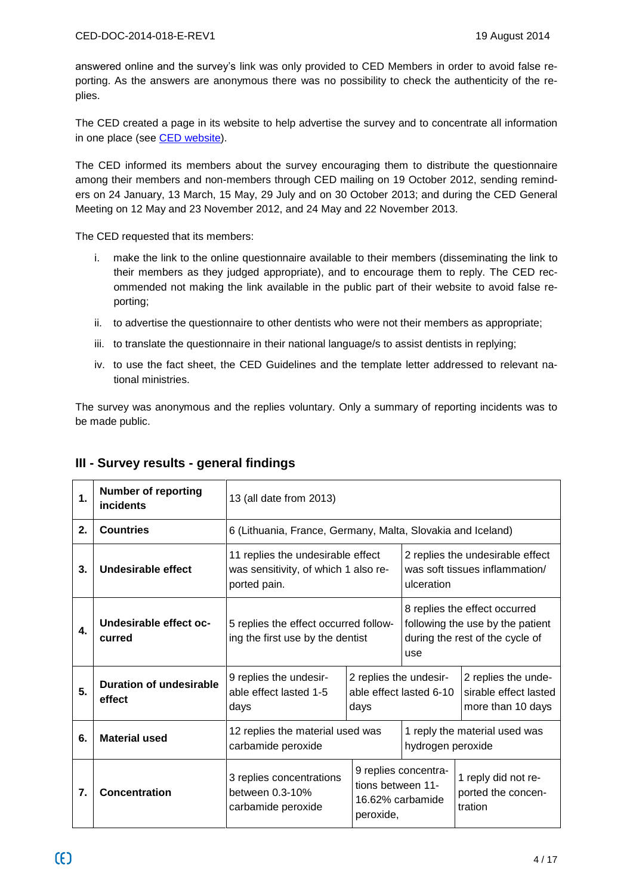answered online and the survey's link was only provided to CED Members in order to avoid false reporting. As the answers are anonymous there was no possibility to check the authenticity of the replies.

The CED created a page in its website to help advertise the survey and to concentrate all information in one place (see CED website).

The CED informed its members about the survey encouraging them to distribute the questionnaire among their members and non-members through CED mailing on 19 October 2012, sending reminders on 24 January, 13 March, 15 May, 29 July and on 30 October 2013; and during the CED General Meeting on 12 May and 23 November 2012, and 24 May and 22 November 2013.

The CED requested that its members:

i. make the link to the online questionnaire available to their members (disseminating the link to their members as they judged appropriate), and to encourage them to reply. The CED recommended not making the link available in the public part of their website to avoid false reporting;
ii. to advertise the questionnaire to other dentists who were not their members as appropriate;
iii. to translate the questionnaire in their national language/s to assist dentists in replying;
iv. to use the fact sheet, the CED Guidelines and the template letter addressed to relevant national ministries.

The survey was anonymous and the replies voluntary. Only a summary of reporting incidents was to be made public.

## III - Survey results - general findings

| | | | | |
|---|---|---|---|---|
| **1.** | **Number of reporting incidents** | 13 (all date from 2013) | | |
| **2.** | **Countries** | 6 (Lithuania, France, Germany, Malta, Slovakia and Iceland) | | |
| **3.** | **Undesirable effect** | 11 replies the undesirable effect was sensitivity, of which 1 also reported pain. | 2 replies the undesirable effect was soft tissues inflammation/ ulceration | |
| **4.** | **Undesirable effect occurred** | 5 replies the effect occurred following the first use by the dentist | 8 replies the effect occurred following the use by the patient during the rest of the cycle of use | |
| **5.** | **Duration of undesirable effect** | 9 replies the undesirable effect lasted 1-5 days | 2 replies the undesirable effect lasted 6-10 days | 2 replies the undesirable effect lasted more than 10 days |
| **6.** | **Material used** | 12 replies the material used was carbamide peroxide | 1 reply the material used was hydrogen peroxide | |
| **7.** | **Concentration** | 3 replies concentrations between 0.3-10% carbamide peroxide | 9 replies concentrations between 11-16.62% carbamide peroxide, | 1 reply did not reported the concentration |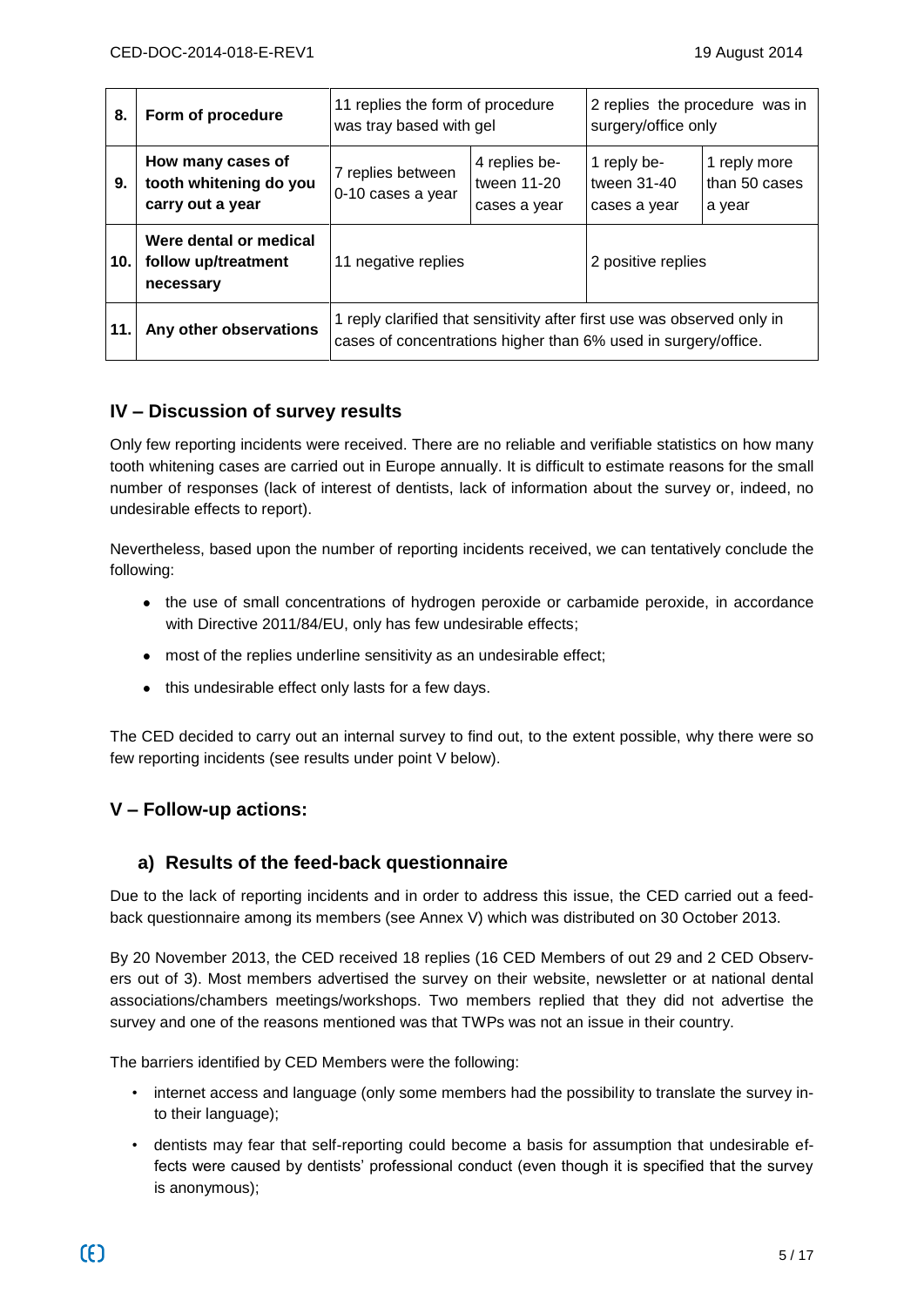| 8. | Form of procedure | 11 replies the form of procedure was tray based with gel | | 2 replies the procedure was in surgery/office only | |
|---|---|---|---|---|---|
| 9. | How many cases of tooth whitening do you carry out a year | 7 replies between 0-10 cases a year | 4 replies between 11-20 cases a year | 1 reply between 31-40 cases a year | 1 reply more than 50 cases a year |
| 10. | Were dental or medical follow up/treatment necessary | 11 negative replies | | 2 positive replies | |
| 11. | Any other observations | 1 reply clarified that sensitivity after first use was observed only in cases of concentrations higher than 6% used in surgery/office. | | | |

## IV – Discussion of survey results

Only few reporting incidents were received. There are no reliable and verifiable statistics on how many tooth whitening cases are carried out in Europe annually. It is difficult to estimate reasons for the small number of responses (lack of interest of dentists, lack of information about the survey or, indeed, no undesirable effects to report).

Nevertheless, based upon the number of reporting incidents received, we can tentatively conclude the following:

- the use of small concentrations of hydrogen peroxide or carbamide peroxide, in accordance with Directive 2011/84/EU, only has few undesirable effects;
- most of the replies underline sensitivity as an undesirable effect;
- this undesirable effect only lasts for a few days.

The CED decided to carry out an internal survey to find out, to the extent possible, why there were so few reporting incidents (see results under point V below).

## V – Follow-up actions:

### a) Results of the feed-back questionnaire

Due to the lack of reporting incidents and in order to address this issue, the CED carried out a feed-back questionnaire among its members (see Annex V) which was distributed on 30 October 2013.

By 20 November 2013, the CED received 18 replies (16 CED Members of out 29 and 2 CED Observers out of 3). Most members advertised the survey on their website, newsletter or at national dental associations/chambers meetings/workshops. Two members replied that they did not advertise the survey and one of the reasons mentioned was that TWPs was not an issue in their country.

The barriers identified by CED Members were the following:

- internet access and language (only some members had the possibility to translate the survey into their language);
- dentists may fear that self-reporting could become a basis for assumption that undesirable effects were caused by dentists' professional conduct (even though it is specified that the survey is anonymous);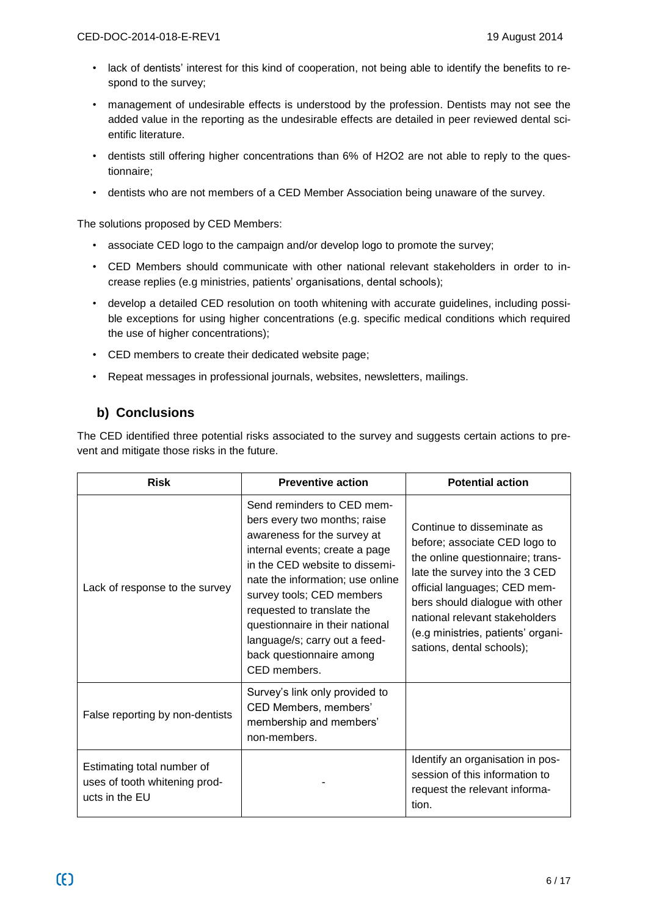- lack of dentists' interest for this kind of cooperation, not being able to identify the benefits to respond to the survey;
- management of undesirable effects is understood by the profession. Dentists may not see the added value in the reporting as the undesirable effects are detailed in peer reviewed dental scientific literature.
- dentists still offering higher concentrations than 6% of $H_2O_2$ are not able to reply to the questionnaire;
- dentists who are not members of a CED Member Association being unaware of the survey.

The solutions proposed by CED Members:

- associate CED logo to the campaign and/or develop logo to promote the survey;
- CED Members should communicate with other national relevant stakeholders in order to increase replies (e.g ministries, patients' organisations, dental schools);
- develop a detailed CED resolution on tooth whitening with accurate guidelines, including possible exceptions for using higher concentrations (e.g. specific medical conditions which required the use of higher concentrations);
- CED members to create their dedicated website page;
- Repeat messages in professional journals, websites, newsletters, mailings.

## b) Conclusions

The CED identified three potential risks associated to the survey and suggests certain actions to prevent and mitigate those risks in the future.

| Risk | Preventive action | Potential action |
|---|---|---|
| Lack of response to the survey | Send reminders to CED members every two months; raise awareness for the survey at internal events; create a page in the CED website to disseminate the information; use online survey tools; CED members requested to translate the questionnaire in their national language/s; carry out a feedback questionnaire among CED members. | Continue to disseminate as before; associate CED logo to the online questionnaire; translate the survey into the 3 CED official languages; CED members should dialogue with other national relevant stakeholders (e.g ministries, patients' organisations, dental schools); |
| False reporting by non-dentists | Survey's link only provided to CED Members, members' membership and members' non-members. | |
| Estimating total number of uses of tooth whitening products in the EU | - | Identify an organisation in possession of this information to request the relevant information. |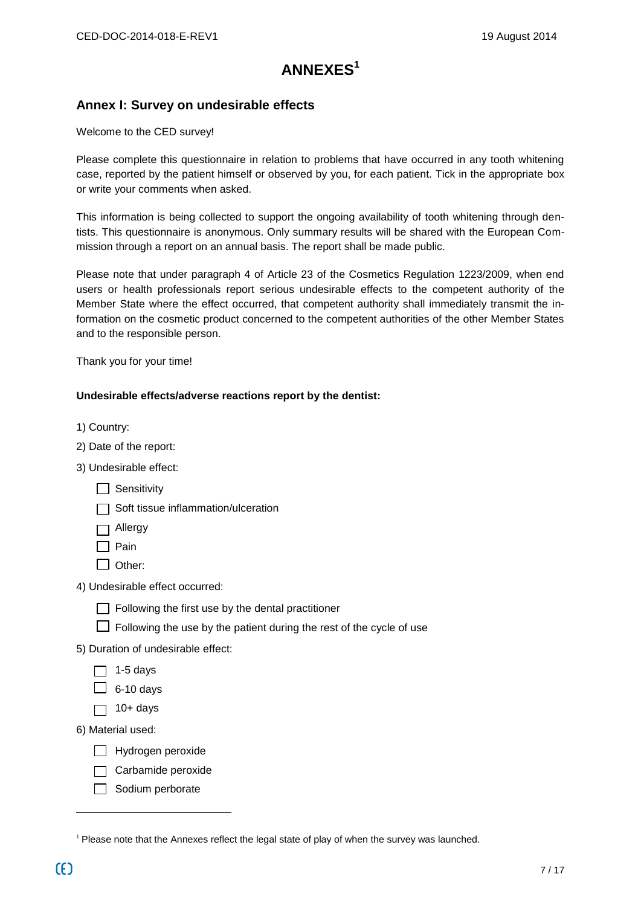# ANNEXES[1]

## Annex I: Survey on undesirable effects

Welcome to the CED survey!

Please complete this questionnaire in relation to problems that have occurred in any tooth whitening case, reported by the patient himself or observed by you, for each patient. Tick in the appropriate box or write your comments when asked.

This information is being collected to support the ongoing availability of tooth whitening through dentists. This questionnaire is anonymous. Only summary results will be shared with the European Commission through a report on an annual basis. The report shall be made public.

Please note that under paragraph 4 of Article 23 of the Cosmetics Regulation 1223/2009, when end users or health professionals report serious undesirable effects to the competent authority of the Member State where the effect occurred, that competent authority shall immediately transmit the information on the cosmetic product concerned to the competent authorities of the other Member States and to the responsible person.

Thank you for your time!

**Undesirable effects/adverse reactions report by the dentist:**

1) Country:

2) Date of the report:

3) Undesirable effect:

- ☐ Sensitivity
- ☐ Soft tissue inflammation/ulceration
- ☐ Allergy
- ☐ Pain
- ☐ Other:

4) Undesirable effect occurred:

- ☐ Following the first use by the dental practitioner
- ☐ Following the use by the patient during the rest of the cycle of use

5) Duration of undesirable effect:

- ☐ 1-5 days
- ☐ 6-10 days
- ☐ 10+ days

6) Material used:

- ☐ Hydrogen peroxide
- ☐ Carbamide peroxide
- ☐ Sodium perborate

[1] Please note that the Annexes reflect the legal state of play of when the survey was launched.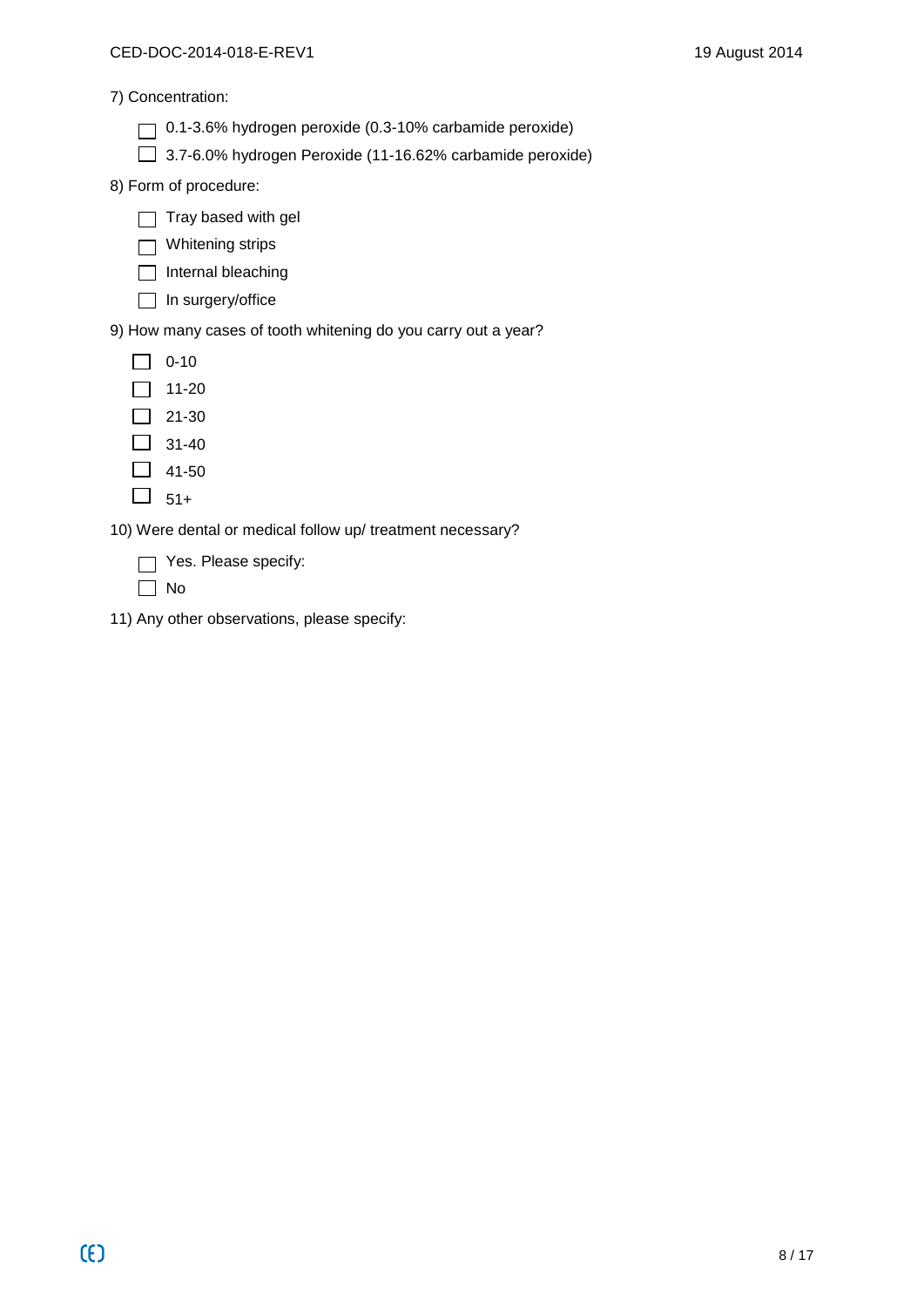7) Concentration:

- ☐ 0.1-3.6% hydrogen peroxide (0.3-10% carbamide peroxide)
- ☐ 3.7-6.0% hydrogen Peroxide (11-16.62% carbamide peroxide)

8) Form of procedure:

- ☐ Tray based with gel
- ☐ Whitening strips
- ☐ Internal bleaching
- ☐ In surgery/office

9) How many cases of tooth whitening do you carry out a year?

- ☐ 0-10
- ☐ 11-20
- ☐ 21-30
- ☐ 31-40
- ☐ 41-50
- ☐ 51+

10) Were dental or medical follow up/ treatment necessary?

- ☐ Yes. Please specify:
- ☐ No

11) Any other observations, please specify: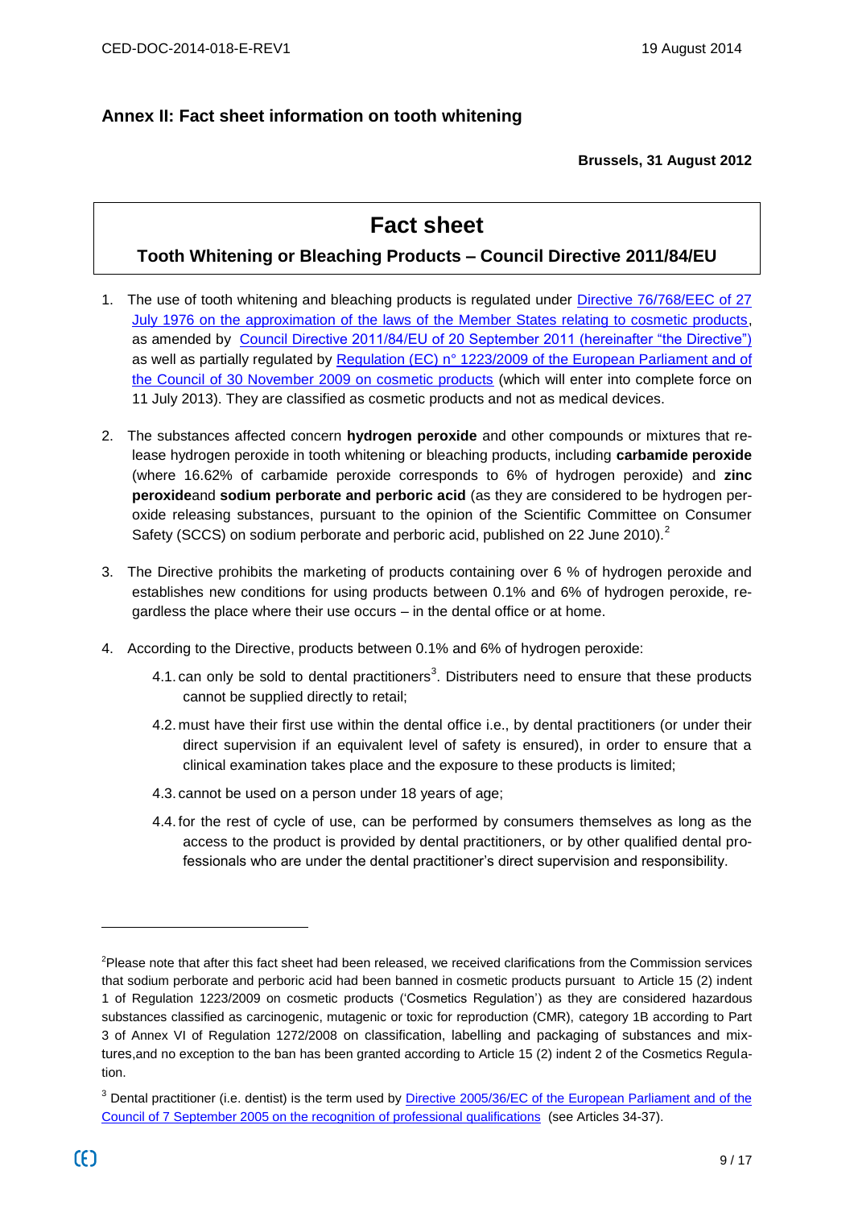## Annex II: Fact sheet information on tooth whitening

**Brussels, 31 August 2012**

# Fact sheet

### Tooth Whitening or Bleaching Products – Council Directive 2011/84/EU

1. The use of tooth whitening and bleaching products is regulated under Directive 76/768/EEC of 27 July 1976 on the approximation of the laws of the Member States relating to cosmetic products, as amended by Council Directive 2011/84/EU of 20 September 2011 (hereinafter "the Directive") as well as partially regulated by Regulation (EC) n° 1223/2009 of the European Parliament and of the Council of 30 November 2009 on cosmetic products (which will enter into complete force on 11 July 2013). They are classified as cosmetic products and not as medical devices.

2. The substances affected concern **hydrogen peroxide** and other compounds or mixtures that release hydrogen peroxide in tooth whitening or bleaching products, including **carbamide peroxide** (where 16.62% of carbamide peroxide corresponds to 6% of hydrogen peroxide) and **zinc peroxide**and **sodium perborate and perboric acid** (as they are considered to be hydrogen peroxide releasing substances, pursuant to the opinion of the Scientific Committee on Consumer Safety (SCCS) on sodium perborate and perboric acid, published on 22 June 2010).[2]

3. The Directive prohibits the marketing of products containing over 6 % of hydrogen peroxide and establishes new conditions for using products between 0.1% and 6% of hydrogen peroxide, regardless the place where their use occurs – in the dental office or at home.

4. According to the Directive, products between 0.1% and 6% of hydrogen peroxide:

   4.1. can only be sold to dental practitioners[3]. Distributers need to ensure that these products cannot be supplied directly to retail;

   4.2. must have their first use within the dental office i.e., by dental practitioners (or under their direct supervision if an equivalent level of safety is ensured), in order to ensure that a clinical examination takes place and the exposure to these products is limited;

   4.3. cannot be used on a person under 18 years of age;

   4.4. for the rest of cycle of use, can be performed by consumers themselves as long as the access to the product is provided by dental practitioners, or by other qualified dental professionals who are under the dental practitioner's direct supervision and responsibility.

---

[2]Please note that after this fact sheet had been released, we received clarifications from the Commission services that sodium perborate and perboric acid had been banned in cosmetic products pursuant to Article 15 (2) indent 1 of Regulation 1223/2009 on cosmetic products ('Cosmetics Regulation') as they are considered hazardous substances classified as carcinogenic, mutagenic or toxic for reproduction (CMR), category 1B according to Part 3 of Annex VI of Regulation 1272/2008 on classification, labelling and packaging of substances and mixtures,and no exception to the ban has been granted according to Article 15 (2) indent 2 of the Cosmetics Regulation.

[3] Dental practitioner (i.e. dentist) is the term used by Directive 2005/36/EC of the European Parliament and of the Council of 7 September 2005 on the recognition of professional qualifications (see Articles 34-37).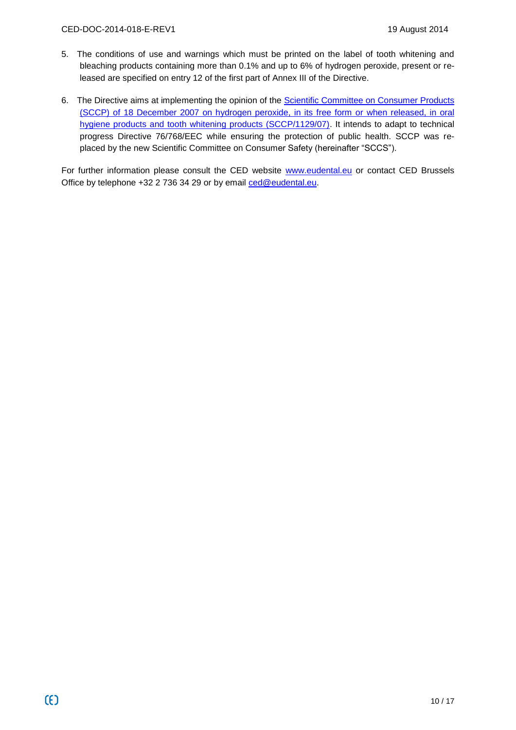5. The conditions of use and warnings which must be printed on the label of tooth whitening and bleaching products containing more than 0.1% and up to 6% of hydrogen peroxide, present or released are specified on entry 12 of the first part of Annex III of the Directive.

6. The Directive aims at implementing the opinion of the Scientific Committee on Consumer Products (SCCP) of 18 December 2007 on hydrogen peroxide, in its free form or when released, in oral hygiene products and tooth whitening products (SCCP/1129/07). It intends to adapt to technical progress Directive 76/768/EEC while ensuring the protection of public health. SCCP was replaced by the new Scientific Committee on Consumer Safety (hereinafter "SCCS").

For further information please consult the CED website www.eudental.eu or contact CED Brussels Office by telephone +32 2 736 34 29 or by email ced@eudental.eu.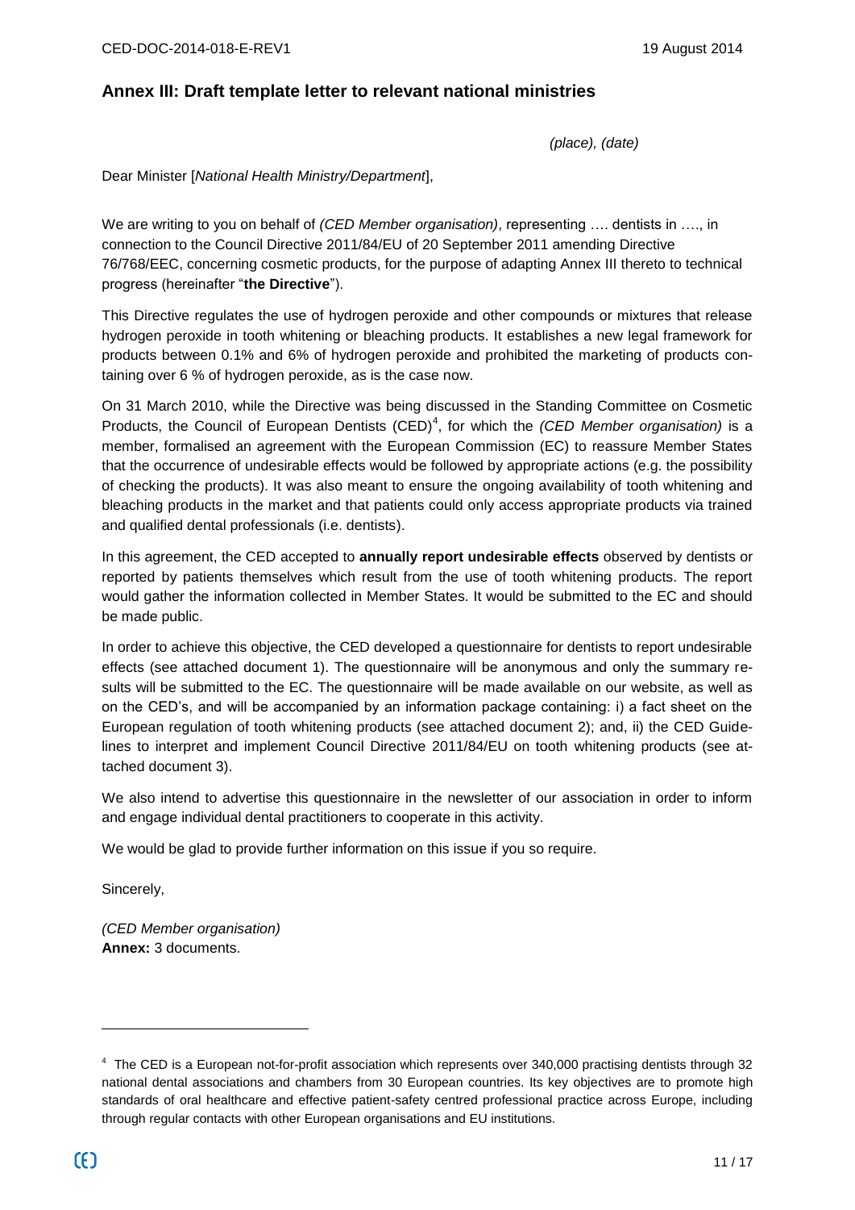## Annex III: Draft template letter to relevant national ministries

*(place), (date)*

Dear Minister [*National Health Ministry/Department*],

We are writing to you on behalf of *(CED Member organisation)*, representing …. dentists in …., in connection to the Council Directive 2011/84/EU of 20 September 2011 amending Directive 76/768/EEC, concerning cosmetic products, for the purpose of adapting Annex III thereto to technical progress (hereinafter "**the Directive**").

This Directive regulates the use of hydrogen peroxide and other compounds or mixtures that release hydrogen peroxide in tooth whitening or bleaching products. It establishes a new legal framework for products between 0.1% and 6% of hydrogen peroxide and prohibited the marketing of products containing over 6 % of hydrogen peroxide, as is the case now.

On 31 March 2010, while the Directive was being discussed in the Standing Committee on Cosmetic Products, the Council of European Dentists (CED)[4], for which the *(CED Member organisation)* is a member, formalised an agreement with the European Commission (EC) to reassure Member States that the occurrence of undesirable effects would be followed by appropriate actions (e.g. the possibility of checking the products). It was also meant to ensure the ongoing availability of tooth whitening and bleaching products in the market and that patients could only access appropriate products via trained and qualified dental professionals (i.e. dentists).

In this agreement, the CED accepted to **annually report undesirable effects** observed by dentists or reported by patients themselves which result from the use of tooth whitening products. The report would gather the information collected in Member States. It would be submitted to the EC and should be made public.

In order to achieve this objective, the CED developed a questionnaire for dentists to report undesirable effects (see attached document 1). The questionnaire will be anonymous and only the summary results will be submitted to the EC. The questionnaire will be made available on our website, as well as on the CED's, and will be accompanied by an information package containing: i) a fact sheet on the European regulation of tooth whitening products (see attached document 2); and, ii) the CED Guidelines to interpret and implement Council Directive 2011/84/EU on tooth whitening products (see attached document 3).

We also intend to advertise this questionnaire in the newsletter of our association in order to inform and engage individual dental practitioners to cooperate in this activity.

We would be glad to provide further information on this issue if you so require.

Sincerely,

*(CED Member organisation)*
**Annex:** 3 documents.

---

[4] The CED is a European not-for-profit association which represents over 340,000 practising dentists through 32 national dental associations and chambers from 30 European countries. Its key objectives are to promote high standards of oral healthcare and effective patient-safety centred professional practice across Europe, including through regular contacts with other European organisations and EU institutions.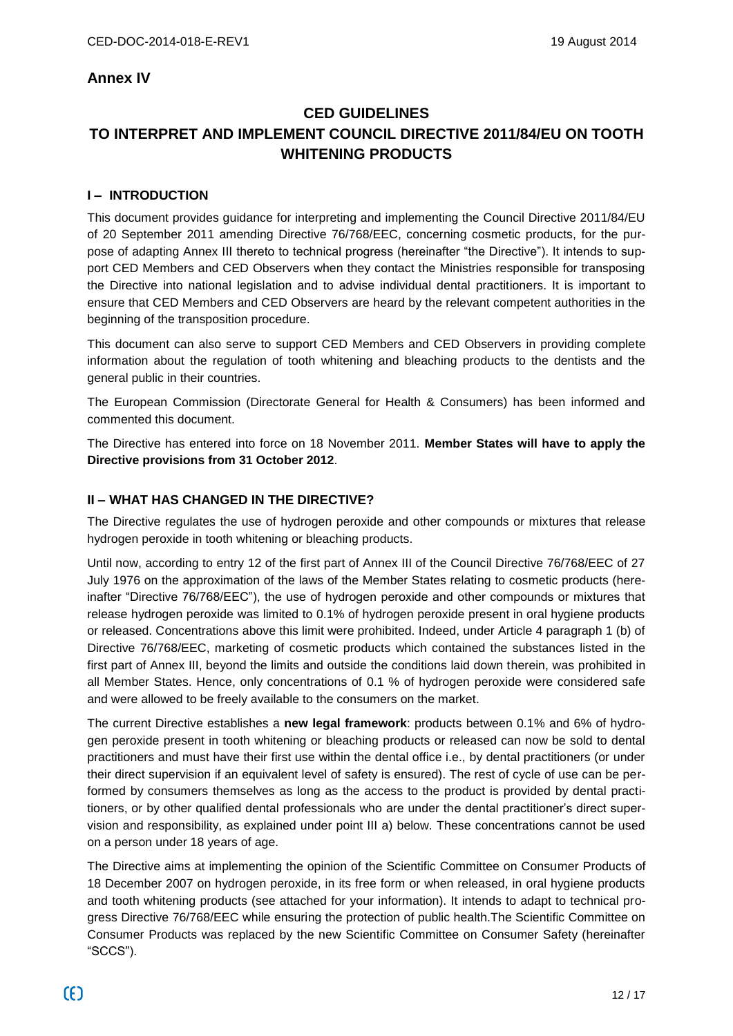## Annex IV

# CED GUIDELINES
# TO INTERPRET AND IMPLEMENT COUNCIL DIRECTIVE 2011/84/EU ON TOOTH WHITENING PRODUCTS

## I – INTRODUCTION

This document provides guidance for interpreting and implementing the Council Directive 2011/84/EU of 20 September 2011 amending Directive 76/768/EEC, concerning cosmetic products, for the purpose of adapting Annex III thereto to technical progress (hereinafter "the Directive"). It intends to support CED Members and CED Observers when they contact the Ministries responsible for transposing the Directive into national legislation and to advise individual dental practitioners. It is important to ensure that CED Members and CED Observers are heard by the relevant competent authorities in the beginning of the transposition procedure.

This document can also serve to support CED Members and CED Observers in providing complete information about the regulation of tooth whitening and bleaching products to the dentists and the general public in their countries.

The European Commission (Directorate General for Health & Consumers) has been informed and commented this document.

The Directive has entered into force on 18 November 2011. **Member States will have to apply the Directive provisions from 31 October 2012**.

## II – WHAT HAS CHANGED IN THE DIRECTIVE?

The Directive regulates the use of hydrogen peroxide and other compounds or mixtures that release hydrogen peroxide in tooth whitening or bleaching products.

Until now, according to entry 12 of the first part of Annex III of the Council Directive 76/768/EEC of 27 July 1976 on the approximation of the laws of the Member States relating to cosmetic products (hereinafter "Directive 76/768/EEC"), the use of hydrogen peroxide and other compounds or mixtures that release hydrogen peroxide was limited to 0.1% of hydrogen peroxide present in oral hygiene products or released. Concentrations above this limit were prohibited. Indeed, under Article 4 paragraph 1 (b) of Directive 76/768/EEC, marketing of cosmetic products which contained the substances listed in the first part of Annex III, beyond the limits and outside the conditions laid down therein, was prohibited in all Member States. Hence, only concentrations of 0.1 % of hydrogen peroxide were considered safe and were allowed to be freely available to the consumers on the market.

The current Directive establishes a **new legal framework**: products between 0.1% and 6% of hydrogen peroxide present in tooth whitening or bleaching products or released can now be sold to dental practitioners and must have their first use within the dental office i.e., by dental practitioners (or under their direct supervision if an equivalent level of safety is ensured). The rest of cycle of use can be performed by consumers themselves as long as the access to the product is provided by dental practitioners, or by other qualified dental professionals who are under the dental practitioner's direct supervision and responsibility, as explained under point III a) below. These concentrations cannot be used on a person under 18 years of age.

The Directive aims at implementing the opinion of the Scientific Committee on Consumer Products of 18 December 2007 on hydrogen peroxide, in its free form or when released, in oral hygiene products and tooth whitening products (see attached for your information). It intends to adapt to technical progress Directive 76/768/EEC while ensuring the protection of public health.The Scientific Committee on Consumer Products was replaced by the new Scientific Committee on Consumer Safety (hereinafter "SCCS").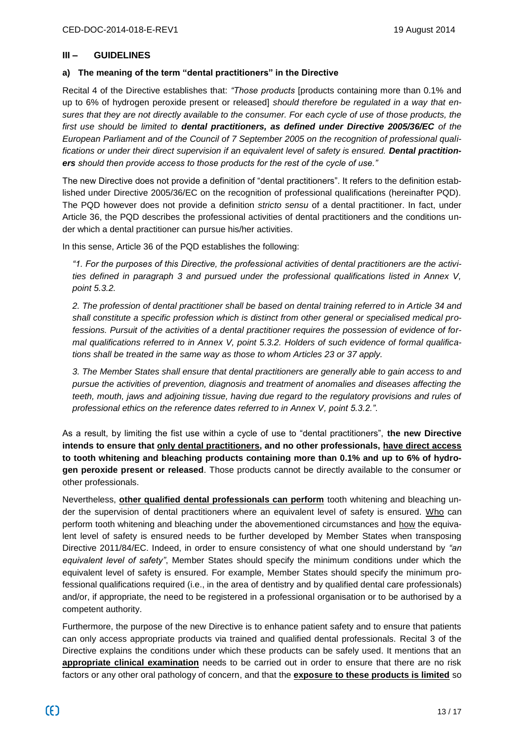## III – GUIDELINES

### a) The meaning of the term "dental practitioners" in the Directive

Recital 4 of the Directive establishes that: *"Those products* [products containing more than 0.1% and up to 6% of hydrogen peroxide present or released] *should therefore be regulated in a way that ensures that they are not directly available to the consumer. For each cycle of use of those products, the first use should be limited to* ***dental practitioners, as defined under Directive 2005/36/EC*** *of the European Parliament and of the Council of 7 September 2005 on the recognition of professional qualifications or under their direct supervision if an equivalent level of safety is ensured.* ***Dental practitioners*** *should then provide access to those products for the rest of the cycle of use."*

The new Directive does not provide a definition of "dental practitioners". It refers to the definition established under Directive 2005/36/EC on the recognition of professional qualifications (hereinafter PQD). The PQD however does not provide a definition *stricto sensu* of a dental practitioner. In fact, under Article 36, the PQD describes the professional activities of dental practitioners and the conditions under which a dental practitioner can pursue his/her activities.

In this sense, Article 36 of the PQD establishes the following:

> *"1. For the purposes of this Directive, the professional activities of dental practitioners are the activities defined in paragraph 3 and pursued under the professional qualifications listed in Annex V, point 5.3.2.*
>
> *2. The profession of dental practitioner shall be based on dental training referred to in Article 34 and shall constitute a specific profession which is distinct from other general or specialised medical professions. Pursuit of the activities of a dental practitioner requires the possession of evidence of formal qualifications referred to in Annex V, point 5.3.2. Holders of such evidence of formal qualifications shall be treated in the same way as those to whom Articles 23 or 37 apply.*
>
> *3. The Member States shall ensure that dental practitioners are generally able to gain access to and pursue the activities of prevention, diagnosis and treatment of anomalies and diseases affecting the teeth, mouth, jaws and adjoining tissue, having due regard to the regulatory provisions and rules of professional ethics on the reference dates referred to in Annex V, point 5.3.2."*.

As a result, by limiting the fist use within a cycle of use to "dental practitioners", **the new Directive intends to ensure that <u>only dental practitioners</u>, and no other professionals, <u>have direct access</u> to tooth whitening and bleaching products containing more than 0.1% and up to 6% of hydrogen peroxide present or released**. Those products cannot be directly available to the consumer or other professionals.

Nevertheless, **<u>other qualified dental professionals can perform</u>** tooth whitening and bleaching under the supervision of dental practitioners where an equivalent level of safety is ensured. <u>Who</u> can perform tooth whitening and bleaching under the abovementioned circumstances and <u>how</u> the equivalent level of safety is ensured needs to be further developed by Member States when transposing Directive 2011/84/EC. Indeed, in order to ensure consistency of what one should understand by *"an equivalent level of safety"*, Member States should specify the minimum conditions under which the equivalent level of safety is ensured. For example, Member States should specify the minimum professional qualifications required (i.e., in the area of dentistry and by qualified dental care professionals) and/or, if appropriate, the need to be registered in a professional organisation or to be authorised by a competent authority.

Furthermore, the purpose of the new Directive is to enhance patient safety and to ensure that patients can only access appropriate products via trained and qualified dental professionals. Recital 3 of the Directive explains the conditions under which these products can be safely used. It mentions that an **<u>appropriate clinical examination</u>** needs to be carried out in order to ensure that there are no risk factors or any other oral pathology of concern, and that the **<u>exposure to these products is limited</u>** so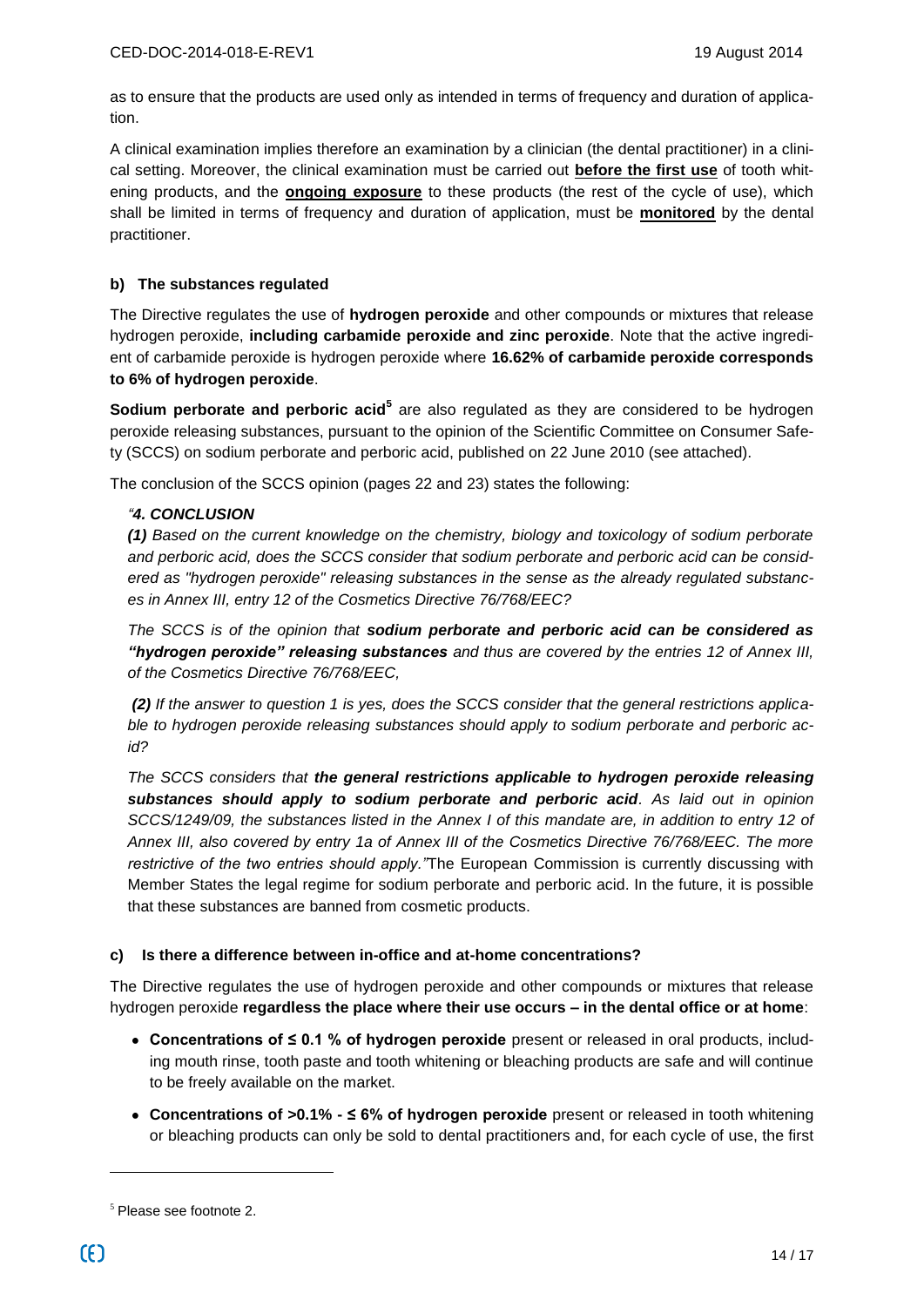as to ensure that the products are used only as intended in terms of frequency and duration of application.

A clinical examination implies therefore an examination by a clinician (the dental practitioner) in a clinical setting. Moreover, the clinical examination must be carried out **before the first use** of tooth whitening products, and the **ongoing exposure** to these products (the rest of the cycle of use), which shall be limited in terms of frequency and duration of application, must be **monitored** by the dental practitioner.

#### b) The substances regulated

The Directive regulates the use of **hydrogen peroxide** and other compounds or mixtures that release hydrogen peroxide, **including carbamide peroxide and zinc peroxide**. Note that the active ingredient of carbamide peroxide is hydrogen peroxide where **16.62% of carbamide peroxide corresponds to 6% of hydrogen peroxide**.

**Sodium perborate and perboric acid**[5] are also regulated as they are considered to be hydrogen peroxide releasing substances, pursuant to the opinion of the Scientific Committee on Consumer Safety (SCCS) on sodium perborate and perboric acid, published on 22 June 2010 (see attached).

The conclusion of the SCCS opinion (pages 22 and 23) states the following:

> *"**4. CONCLUSION***
>
> ***(1)** Based on the current knowledge on the chemistry, biology and toxicology of sodium perborate and perboric acid, does the SCCS consider that sodium perborate and perboric acid can be considered as "hydrogen peroxide" releasing substances in the sense as the already regulated substances in Annex III, entry 12 of the Cosmetics Directive 76/768/EEC?*
>
> *The SCCS is of the opinion that **sodium perborate and perboric acid can be considered as "hydrogen peroxide" releasing substances** and thus are covered by the entries 12 of Annex III, of the Cosmetics Directive 76/768/EEC,*
>
> ***(2)** If the answer to question 1 is yes, does the SCCS consider that the general restrictions applicable to hydrogen peroxide releasing substances should apply to sodium perborate and perboric acid?*
>
> *The SCCS considers that **the general restrictions applicable to hydrogen peroxide releasing substances should apply to sodium perborate and perboric acid**. As laid out in opinion SCCS/1249/09, the substances listed in the Annex I of this mandate are, in addition to entry 12 of Annex III, also covered by entry 1a of Annex III of the Cosmetics Directive 76/768/EEC. The more restrictive of the two entries should apply."* The European Commission is currently discussing with Member States the legal regime for sodium perborate and perboric acid. In the future, it is possible that these substances are banned from cosmetic products.

#### c) Is there a difference between in-office and at-home concentrations?

The Directive regulates the use of hydrogen peroxide and other compounds or mixtures that release hydrogen peroxide **regardless the place where their use occurs – in the dental office or at home**:

- **Concentrations of ≤ 0.1 % of hydrogen peroxide** present or released in oral products, including mouth rinse, tooth paste and tooth whitening or bleaching products are safe and will continue to be freely available on the market.
- **Concentrations of >0.1% - ≤ 6% of hydrogen peroxide** present or released in tooth whitening or bleaching products can only be sold to dental practitioners and, for each cycle of use, the first

[5] Please see footnote 2.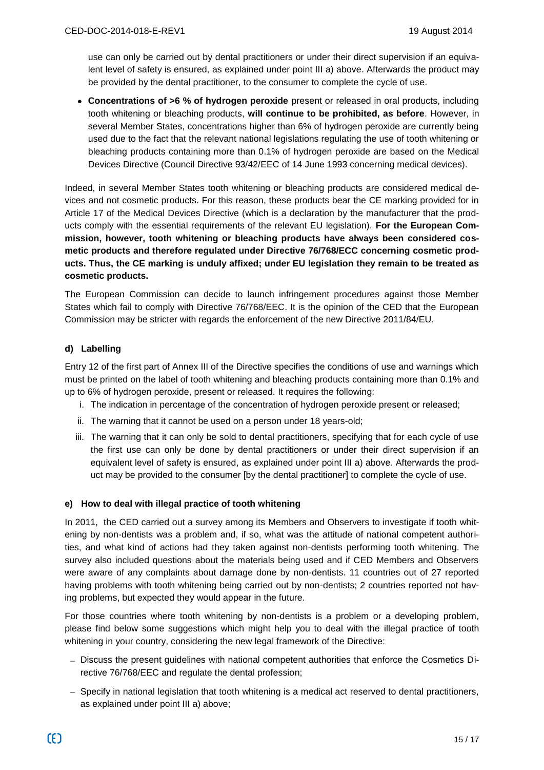use can only be carried out by dental practitioners or under their direct supervision if an equivalent level of safety is ensured, as explained under point III a) above. Afterwards the product may be provided by the dental practitioner, to the consumer to complete the cycle of use.

- **Concentrations of >6 % of hydrogen peroxide** present or released in oral products, including tooth whitening or bleaching products, **will continue to be prohibited, as before**. However, in several Member States, concentrations higher than 6% of hydrogen peroxide are currently being used due to the fact that the relevant national legislations regulating the use of tooth whitening or bleaching products containing more than 0.1% of hydrogen peroxide are based on the Medical Devices Directive (Council Directive 93/42/EEC of 14 June 1993 concerning medical devices).

Indeed, in several Member States tooth whitening or bleaching products are considered medical devices and not cosmetic products. For this reason, these products bear the CE marking provided for in Article 17 of the Medical Devices Directive (which is a declaration by the manufacturer that the products comply with the essential requirements of the relevant EU legislation). **For the European Commission, however, tooth whitening or bleaching products have always been considered cosmetic products and therefore regulated under Directive 76/768/ECC concerning cosmetic products. Thus, the CE marking is unduly affixed; under EU legislation they remain to be treated as cosmetic products.**

The European Commission can decide to launch infringement procedures against those Member States which fail to comply with Directive 76/768/EEC. It is the opinion of the CED that the European Commission may be stricter with regards the enforcement of the new Directive 2011/84/EU.

#### d) Labelling

Entry 12 of the first part of Annex III of the Directive specifies the conditions of use and warnings which must be printed on the label of tooth whitening and bleaching products containing more than 0.1% and up to 6% of hydrogen peroxide, present or released. It requires the following:

i. The indication in percentage of the concentration of hydrogen peroxide present or released;
ii. The warning that it cannot be used on a person under 18 years-old;
iii. The warning that it can only be sold to dental practitioners, specifying that for each cycle of use the first use can only be done by dental practitioners or under their direct supervision if an equivalent level of safety is ensured, as explained under point III a) above. Afterwards the product may be provided to the consumer [by the dental practitioner] to complete the cycle of use.

#### e) How to deal with illegal practice of tooth whitening

In 2011, the CED carried out a survey among its Members and Observers to investigate if tooth whitening by non-dentists was a problem and, if so, what was the attitude of national competent authorities, and what kind of actions had they taken against non-dentists performing tooth whitening. The survey also included questions about the materials being used and if CED Members and Observers were aware of any complaints about damage done by non-dentists. 11 countries out of 27 reported having problems with tooth whitening being carried out by non-dentists; 2 countries reported not having problems, but expected they would appear in the future.

For those countries where tooth whitening by non-dentists is a problem or a developing problem, please find below some suggestions which might help you to deal with the illegal practice of tooth whitening in your country, considering the new legal framework of the Directive:

- Discuss the present guidelines with national competent authorities that enforce the Cosmetics Directive 76/768/EEC and regulate the dental profession;
- Specify in national legislation that tooth whitening is a medical act reserved to dental practitioners, as explained under point III a) above;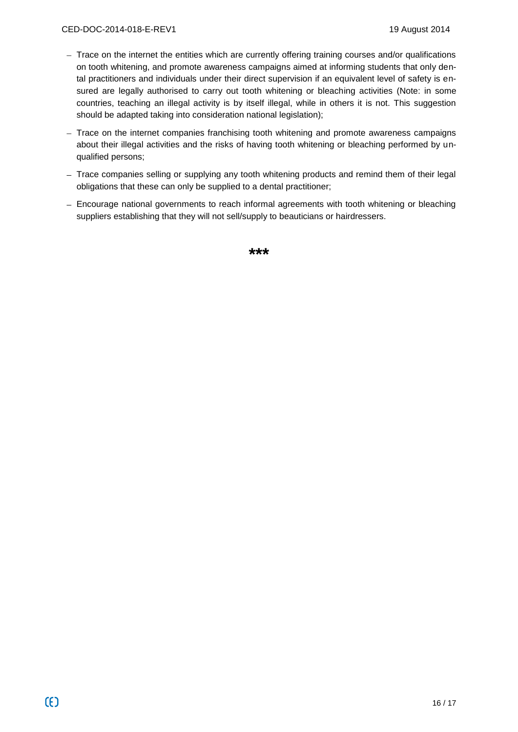- Trace on the internet the entities which are currently offering training courses and/or qualifications on tooth whitening, and promote awareness campaigns aimed at informing students that only dental practitioners and individuals under their direct supervision if an equivalent level of safety is ensured are legally authorised to carry out tooth whitening or bleaching activities (Note: in some countries, teaching an illegal activity is by itself illegal, while in others it is not. This suggestion should be adapted taking into consideration national legislation);
- Trace on the internet companies franchising tooth whitening and promote awareness campaigns about their illegal activities and the risks of having tooth whitening or bleaching performed by unqualified persons;
- Trace companies selling or supplying any tooth whitening products and remind them of their legal obligations that these can only be supplied to a dental practitioner;
- Encourage national governments to reach informal agreements with tooth whitening or bleaching suppliers establishing that they will not sell/supply to beauticians or hairdressers.

***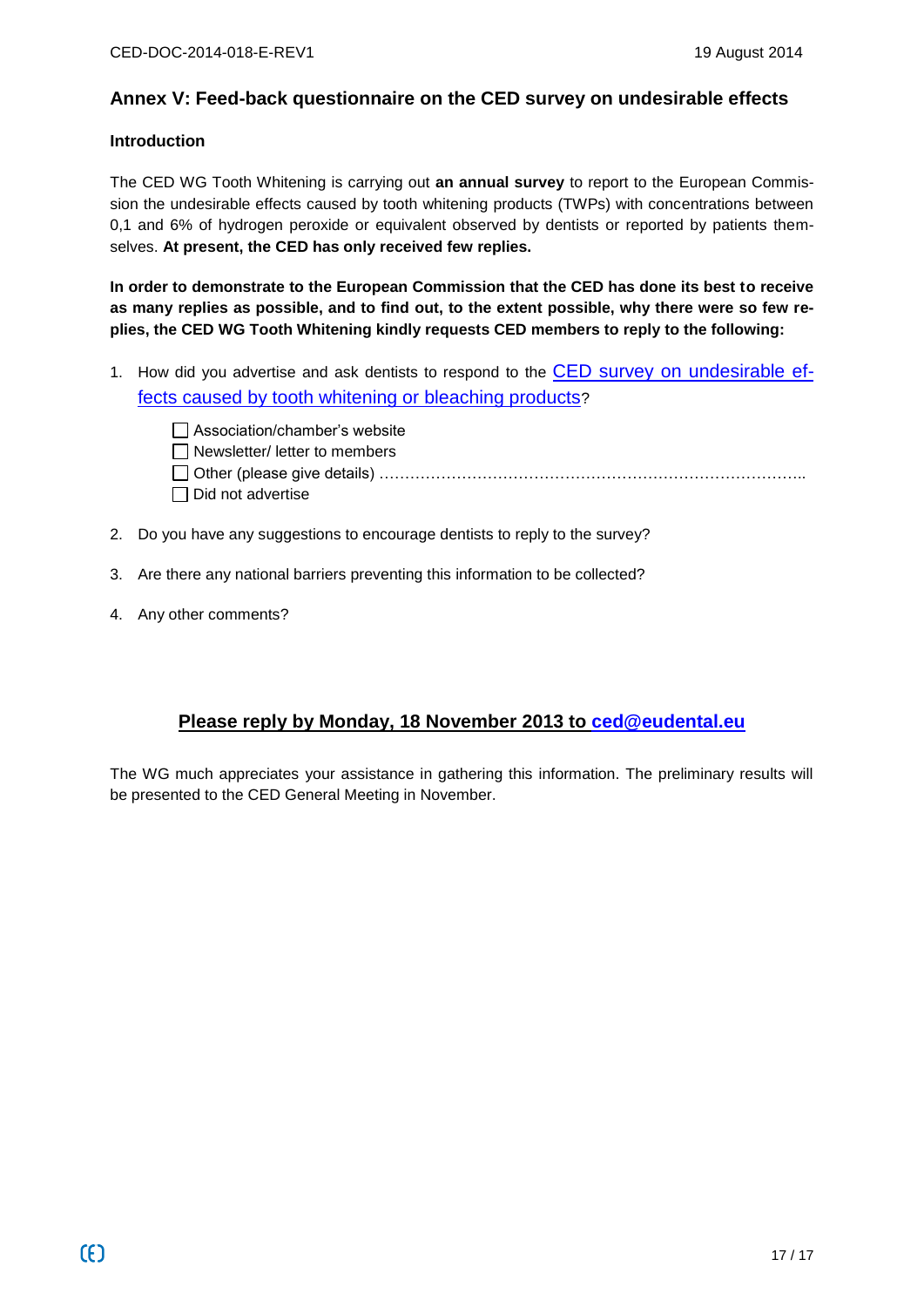## Annex V: Feed-back questionnaire on the CED survey on undesirable effects

**Introduction**

The CED WG Tooth Whitening is carrying out **an annual survey** to report to the European Commission the undesirable effects caused by tooth whitening products (TWPs) with concentrations between 0,1 and 6% of hydrogen peroxide or equivalent observed by dentists or reported by patients themselves. **At present, the CED has only received few replies.**

**In order to demonstrate to the European Commission that the CED has done its best to receive as many replies as possible, and to find out, to the extent possible, why there were so few replies, the CED WG Tooth Whitening kindly requests CED members to reply to the following:**

1. How did you advertise and ask dentists to respond to the CED survey on undesirable effects caused by tooth whitening or bleaching products?

   - ☐ Association/chamber's website
   - ☐ Newsletter/ letter to members
   - ☐ Other (please give details) ……………………………………………………………………….
   - ☐ Did not advertise

2. Do you have any suggestions to encourage dentists to reply to the survey?
3. Are there any national barriers preventing this information to be collected?
4. Any other comments?

**Please reply by Monday, 18 November 2013 to ced@eudental.eu**

The WG much appreciates your assistance in gathering this information. The preliminary results will be presented to the CED General Meeting in November.